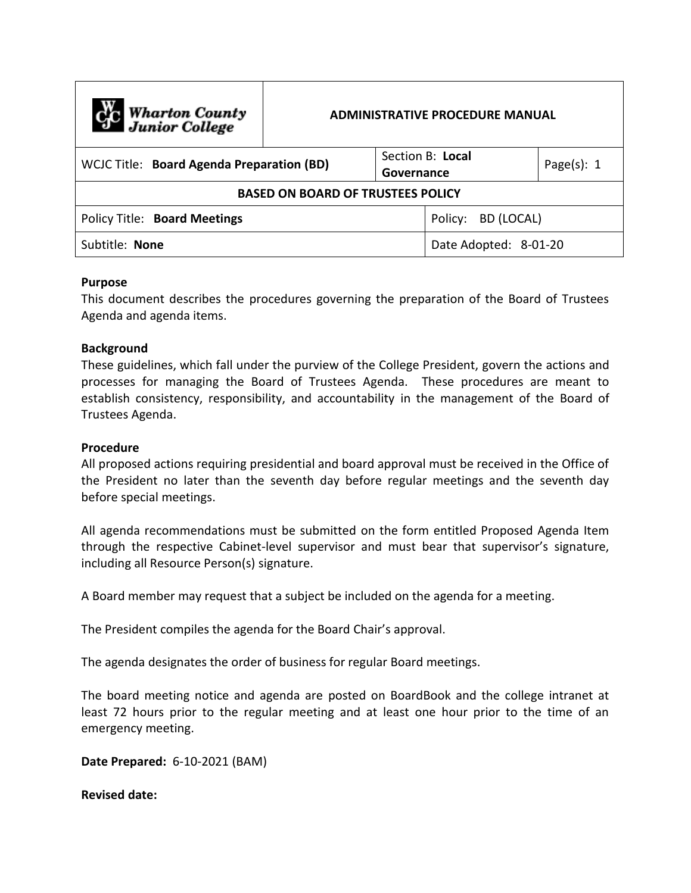| Wharton County Junior College | ADMINISTRATIVE PROCEDURE MANUAL | | |
|---|---|---|---|
| WCJC Title: **Board Agenda Preparation (BD)** | Section B: **Local Governance** | | Page(s): 1 |
| **BASED ON BOARD OF TRUSTEES POLICY** | | | |
| Policy Title: **Board Meetings** | | Policy: BD (LOCAL) | |
| Subtitle: **None** | | Date Adopted: 8-01-20 | |

**Purpose**
This document describes the procedures governing the preparation of the Board of Trustees Agenda and agenda items.

**Background**
These guidelines, which fall under the purview of the College President, govern the actions and processes for managing the Board of Trustees Agenda. These procedures are meant to establish consistency, responsibility, and accountability in the management of the Board of Trustees Agenda.

**Procedure**
All proposed actions requiring presidential and board approval must be received in the Office of the President no later than the seventh day before regular meetings and the seventh day before special meetings.

All agenda recommendations must be submitted on the form entitled Proposed Agenda Item through the respective Cabinet-level supervisor and must bear that supervisor's signature, including all Resource Person(s) signature.

A Board member may request that a subject be included on the agenda for a meeting.

The President compiles the agenda for the Board Chair's approval.

The agenda designates the order of business for regular Board meetings.

The board meeting notice and agenda are posted on BoardBook and the college intranet at least 72 hours prior to the regular meeting and at least one hour prior to the time of an emergency meeting.

**Date Prepared:** 6-10-2021 (BAM)

**Revised date:**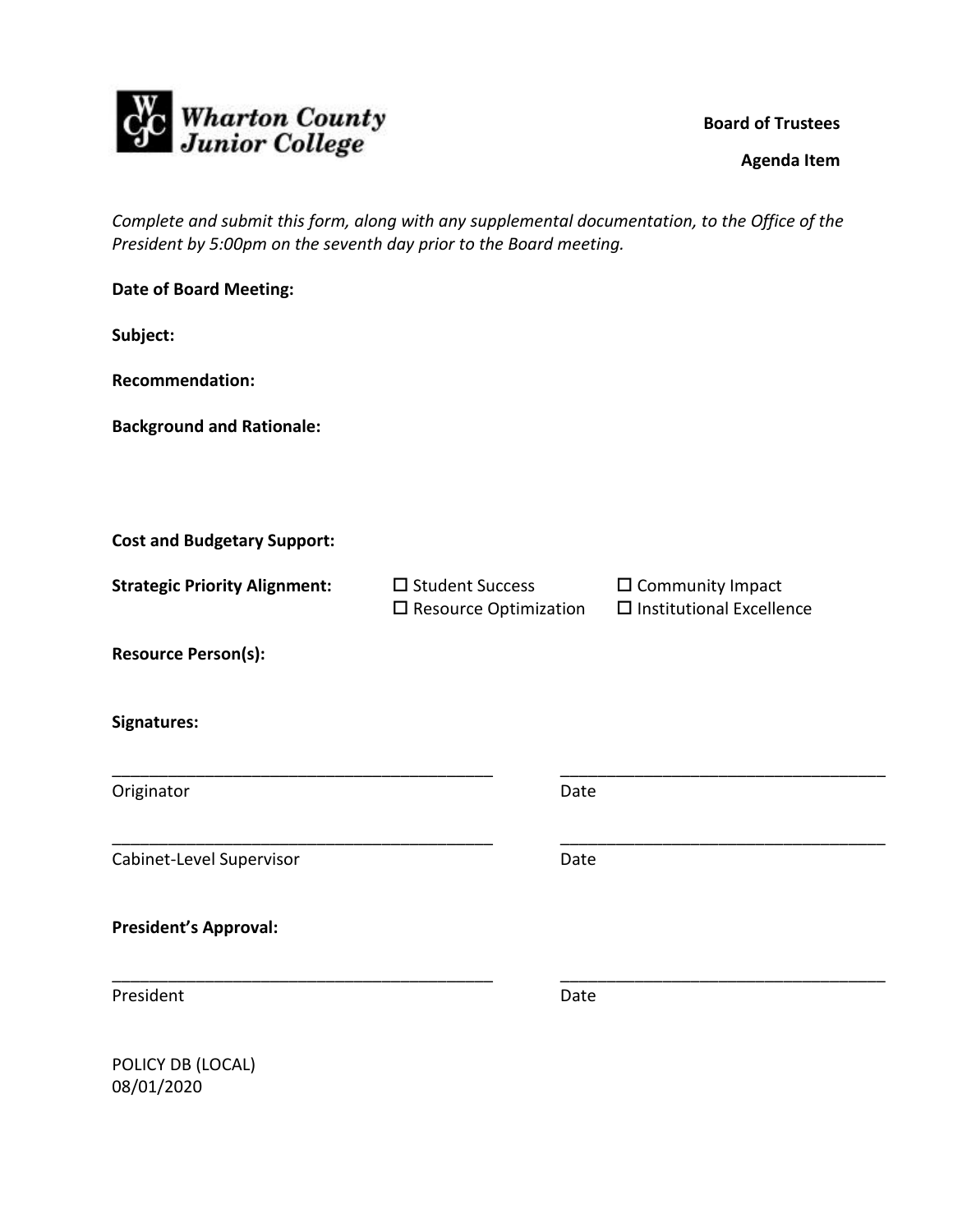Wharton County Junior College

**Board of Trustees**

**Agenda Item**

*Complete and submit this form, along with any supplemental documentation, to the Office of the President by 5:00pm on the seventh day prior to the Board meeting.*

**Date of Board Meeting:**

**Subject:**

**Recommendation:**

**Background and Rationale:**

**Cost and Budgetary Support:**

**Strategic Priority Alignment:** ☐ Student Success ☐ Community Impact ☐ Resource Optimization ☐ Institutional Excellence

**Resource Person(s):**

**Signatures:**

| | |
|---|---|
| ___________________________________________ | ____________________________________ |
| Originator | Date |
| ___________________________________________ | ____________________________________ |
| Cabinet-Level Supervisor | Date |

**President's Approval:**

| | |
|---|---|
| ___________________________________________ | ____________________________________ |
| President | Date |

POLICY DB (LOCAL)
08/01/2020